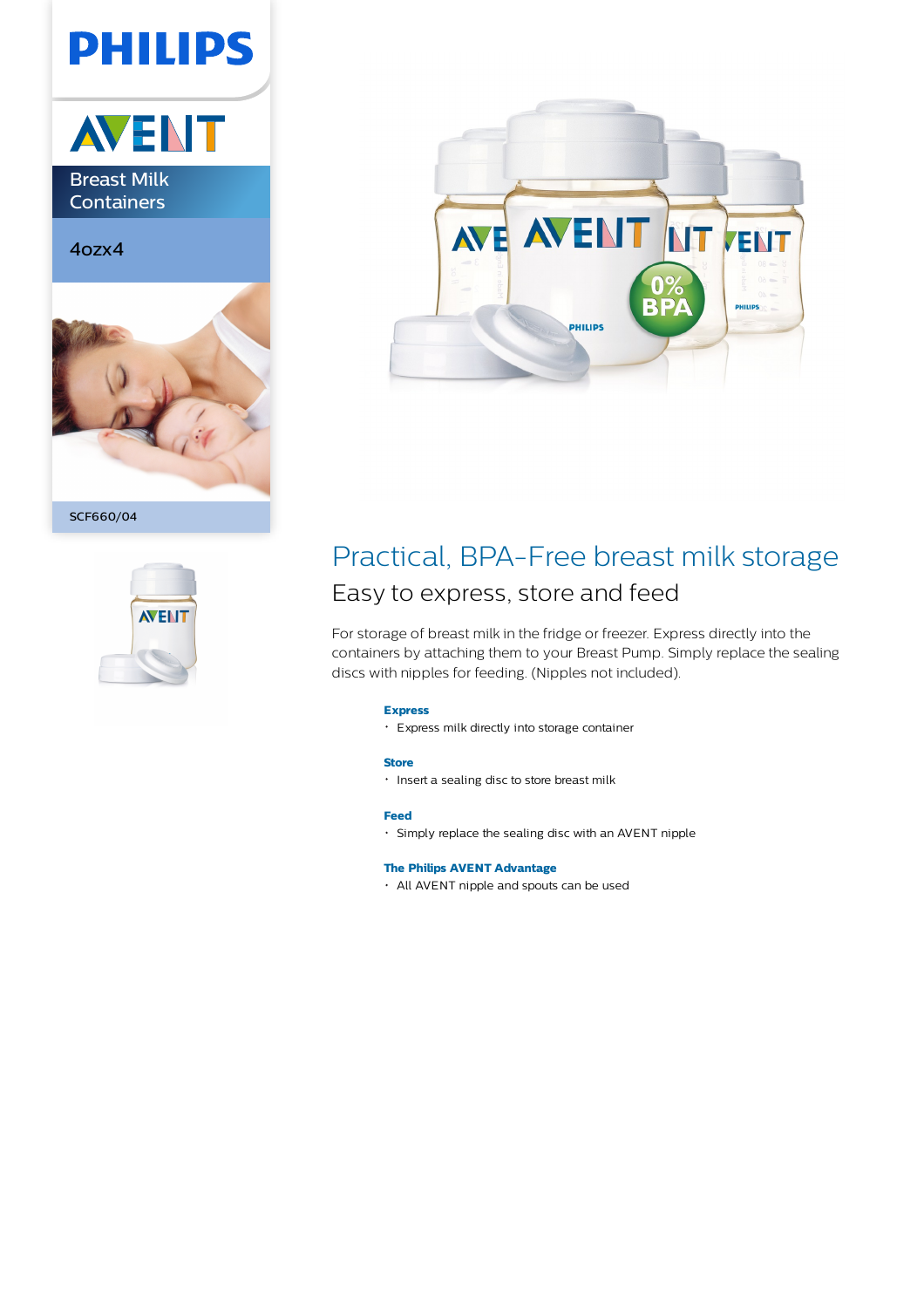PHILIPS

AVENT

Breast Milk Containers

4ozx4

SCF660/04

# Practical, BPA-Free breast milk storage

## Easy to express, store and feed

For storage of breast milk in the fridge or freezer. Express directly into the containers by attaching them to your Breast Pump. Simply replace the sealing discs with nipples for feeding. (Nipples not included).

**Express**

- Express milk directly into storage container

**Store**

- Insert a sealing disc to store breast milk

**Feed**

- Simply replace the sealing disc with an AVENT nipple

**The Philips AVENT Advantage**

- All AVENT nipple and spouts can be used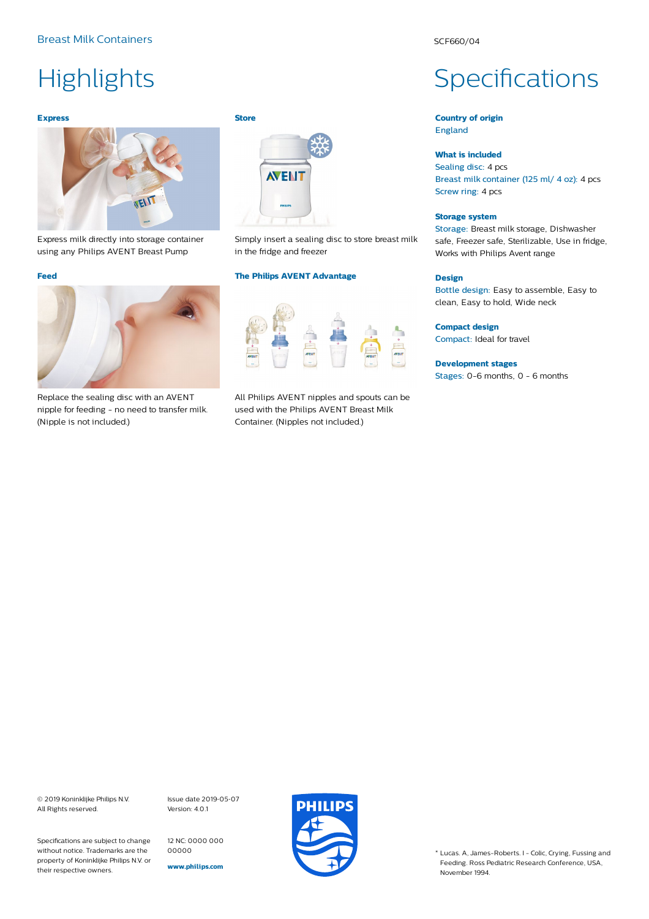Breast Milk Containers

SCF660/04

# Highlights

### Express

Express milk directly into storage container using any Philips AVENT Breast Pump

### Store

Simply insert a sealing disc to store breast milk in the fridge and freezer

### Feed

Replace the sealing disc with an AVENT nipple for feeding - no need to transfer milk. (Nipple is not included.)

### The Philips AVENT Advantage

All Philips AVENT nipples and spouts can be used with the Philips AVENT Breast Milk Container. (Nipples not included.)

# Specifications

### Country of origin

England

### What is included

- Sealing disc: 4 pcs
- Breast milk container (125 ml/ 4 oz): 4 pcs
- Screw ring: 4 pcs

### Storage system

- Storage: Breast milk storage, Dishwasher safe, Freezer safe, Sterilizable, Use in fridge, Works with Philips Avent range

### Design

- Bottle design: Easy to assemble, Easy to clean, Easy to hold, Wide neck

### Compact design

- Compact: Ideal for travel

### Development stages

- Stages: 0-6 months, 0 - 6 months

© 2019 Koninklijke Philips N.V.
All Rights reserved.

Specifications are subject to change without notice. Trademarks are the property of Koninklijke Philips N.V. or their respective owners.

Issue date 2019-05-07
Version: 4.0.1

12 NC: 0000 000 00000

**www.philips.com**

PHILIPS

* Lucas. A, James-Roberts. I - Colic, Crying, Fussing and Feeding. Ross Pediatric Research Conference, USA, November 1994.